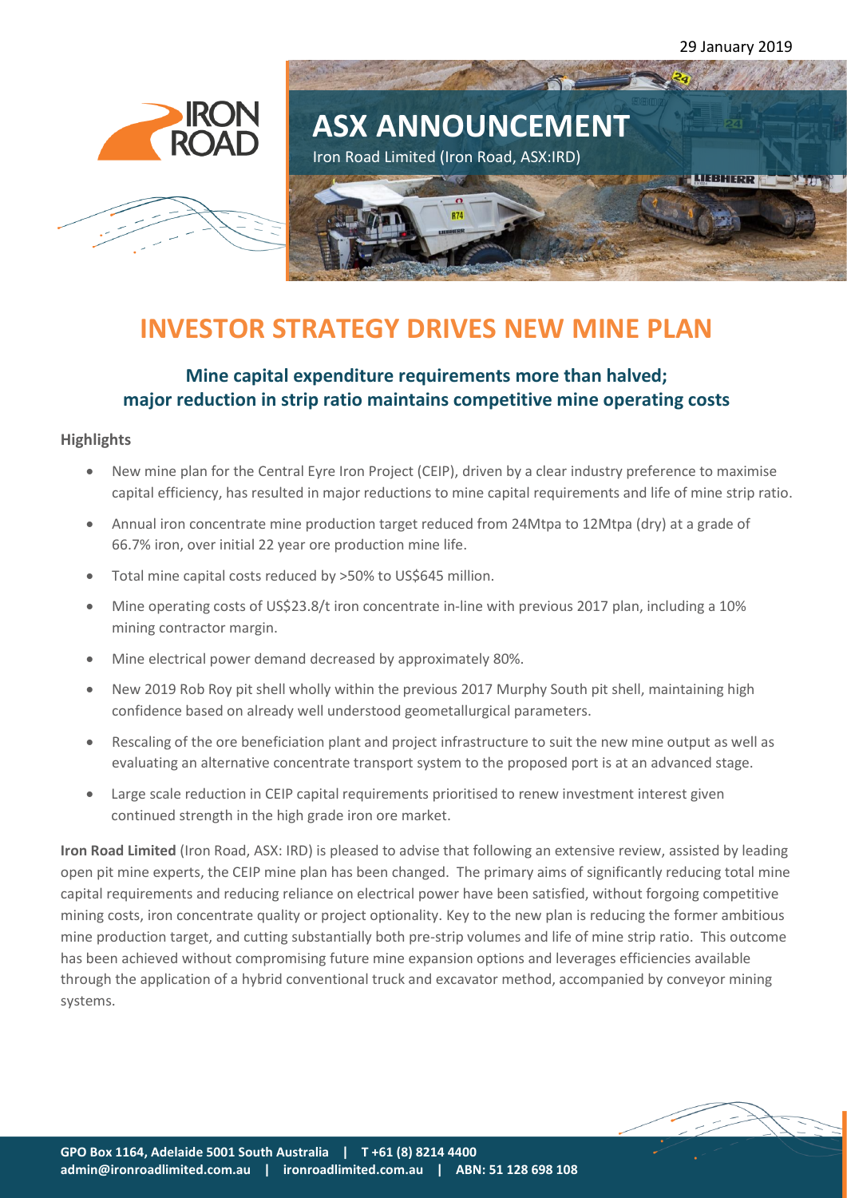29 January 2019

# ASX ANNOUNCEMENT

Iron Road Limited (Iron Road, ASX:IRD)

# INVESTOR STRATEGY DRIVES NEW MINE PLAN

## Mine capital expenditure requirements more than halved; major reduction in strip ratio maintains competitive mine operating costs

### Highlights

- New mine plan for the Central Eyre Iron Project (CEIP), driven by a clear industry preference to maximise capital efficiency, has resulted in major reductions to mine capital requirements and life of mine strip ratio.
- Annual iron concentrate mine production target reduced from 24Mtpa to 12Mtpa (dry) at a grade of 66.7% iron, over initial 22 year ore production mine life.
- Total mine capital costs reduced by >50% to US$645 million.
- Mine operating costs of US$23.8/t iron concentrate in-line with previous 2017 plan, including a 10% mining contractor margin.
- Mine electrical power demand decreased by approximately 80%.
- New 2019 Rob Roy pit shell wholly within the previous 2017 Murphy South pit shell, maintaining high confidence based on already well understood geometallurgical parameters.
- Rescaling of the ore beneficiation plant and project infrastructure to suit the new mine output as well as evaluating an alternative concentrate transport system to the proposed port is at an advanced stage.
- Large scale reduction in CEIP capital requirements prioritised to renew investment interest given continued strength in the high grade iron ore market.

**Iron Road Limited** (Iron Road, ASX: IRD) is pleased to advise that following an extensive review, assisted by leading open pit mine experts, the CEIP mine plan has been changed. The primary aims of significantly reducing total mine capital requirements and reducing reliance on electrical power have been satisfied, without forgoing competitive mining costs, iron concentrate quality or project optionality. Key to the new plan is reducing the former ambitious mine production target, and cutting substantially both pre-strip volumes and life of mine strip ratio. This outcome has been achieved without compromising future mine expansion options and leverages efficiencies available through the application of a hybrid conventional truck and excavator method, accompanied by conveyor mining systems.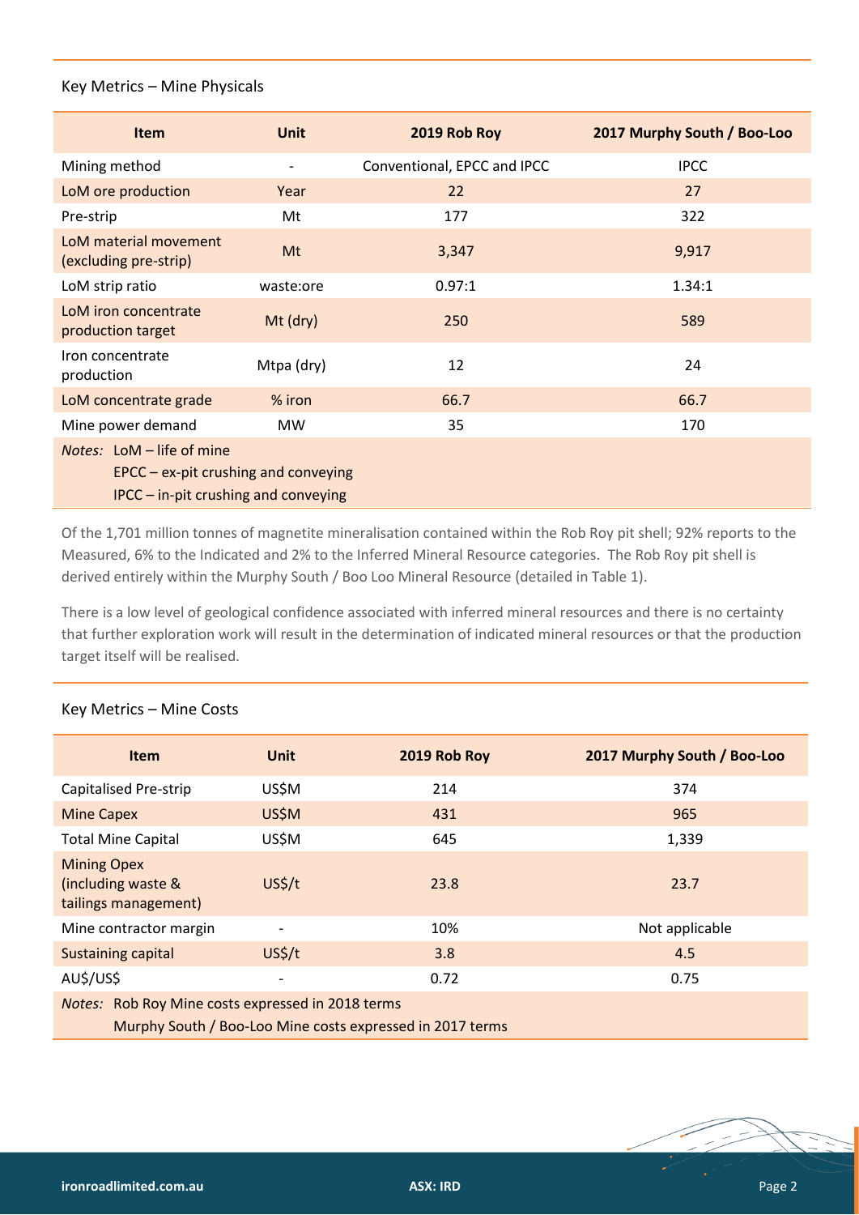## Key Metrics – Mine Physicals

| Item | Unit | 2019 Rob Roy | 2017 Murphy South / Boo-Loo |
|---|---|---|---|
| Mining method | - | Conventional, EPCC and IPCC | IPCC |
| LoM ore production | Year | 22 | 27 |
| Pre-strip | Mt | 177 | 322 |
| LoM material movement (excluding pre-strip) | Mt | 3,347 | 9,917 |
| LoM strip ratio | waste:ore | 0.97:1 | 1.34:1 |
| LoM iron concentrate production target | Mt (dry) | 250 | 589 |
| Iron concentrate production | Mtpa (dry) | 12 | 24 |
| LoM concentrate grade | % iron | 66.7 | 66.7 |
| Mine power demand | MW | 35 | 170 |

*Notes:* LoM – life of mine
EPCC – ex-pit crushing and conveying
IPCC – in-pit crushing and conveying

Of the 1,701 million tonnes of magnetite mineralisation contained within the Rob Roy pit shell; 92% reports to the Measured, 6% to the Indicated and 2% to the Inferred Mineral Resource categories. The Rob Roy pit shell is derived entirely within the Murphy South / Boo Loo Mineral Resource (detailed in Table 1).

There is a low level of geological confidence associated with inferred mineral resources and there is no certainty that further exploration work will result in the determination of indicated mineral resources or that the production target itself will be realised.

## Key Metrics – Mine Costs

| Item | Unit | 2019 Rob Roy | 2017 Murphy South / Boo-Loo |
|---|---|---|---|
| Capitalised Pre-strip | US$M | 214 | 374 |
| Mine Capex | US$M | 431 | 965 |
| Total Mine Capital | US$M | 645 | 1,339 |
| Mining Opex (including waste & tailings management) | US$/t | 23.8 | 23.7 |
| Mine contractor margin | - | 10% | Not applicable |
| Sustaining capital | US$/t | 3.8 | 4.5 |
| AU$/US$ | - | 0.72 | 0.75 |

*Notes:* Rob Roy Mine costs expressed in 2018 terms
Murphy South / Boo-Loo Mine costs expressed in 2017 terms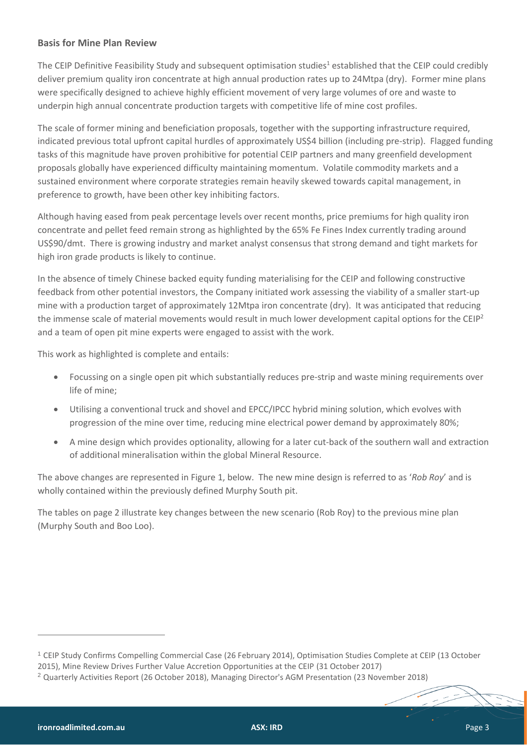## Basis for Mine Plan Review

The CEIP Definitive Feasibility Study and subsequent optimisation studies[1] established that the CEIP could credibly deliver premium quality iron concentrate at high annual production rates up to 24Mtpa (dry). Former mine plans were specifically designed to achieve highly efficient movement of very large volumes of ore and waste to underpin high annual concentrate production targets with competitive life of mine cost profiles.

The scale of former mining and beneficiation proposals, together with the supporting infrastructure required, indicated previous total upfront capital hurdles of approximately US$4 billion (including pre-strip). Flagged funding tasks of this magnitude have proven prohibitive for potential CEIP partners and many greenfield development proposals globally have experienced difficulty maintaining momentum. Volatile commodity markets and a sustained environment where corporate strategies remain heavily skewed towards capital management, in preference to growth, have been other key inhibiting factors.

Although having eased from peak percentage levels over recent months, price premiums for high quality iron concentrate and pellet feed remain strong as highlighted by the 65% Fe Fines Index currently trading around US$90/dmt. There is growing industry and market analyst consensus that strong demand and tight markets for high iron grade products is likely to continue.

In the absence of timely Chinese backed equity funding materialising for the CEIP and following constructive feedback from other potential investors, the Company initiated work assessing the viability of a smaller start-up mine with a production target of approximately 12Mtpa iron concentrate (dry). It was anticipated that reducing the immense scale of material movements would result in much lower development capital options for the CEIP[2] and a team of open pit mine experts were engaged to assist with the work.

This work as highlighted is complete and entails:

- Focussing on a single open pit which substantially reduces pre-strip and waste mining requirements over life of mine;
- Utilising a conventional truck and shovel and EPCC/IPCC hybrid mining solution, which evolves with progression of the mine over time, reducing mine electrical power demand by approximately 80%;
- A mine design which provides optionality, allowing for a later cut-back of the southern wall and extraction of additional mineralisation within the global Mineral Resource.

The above changes are represented in Figure 1, below. The new mine design is referred to as '*Rob Roy*' and is wholly contained within the previously defined Murphy South pit.

The tables on page 2 illustrate key changes between the new scenario (Rob Roy) to the previous mine plan (Murphy South and Boo Loo).

---

[1] CEIP Study Confirms Compelling Commercial Case (26 February 2014), Optimisation Studies Complete at CEIP (13 October 2015), Mine Review Drives Further Value Accretion Opportunities at the CEIP (31 October 2017)

[2] Quarterly Activities Report (26 October 2018), Managing Director's AGM Presentation (23 November 2018)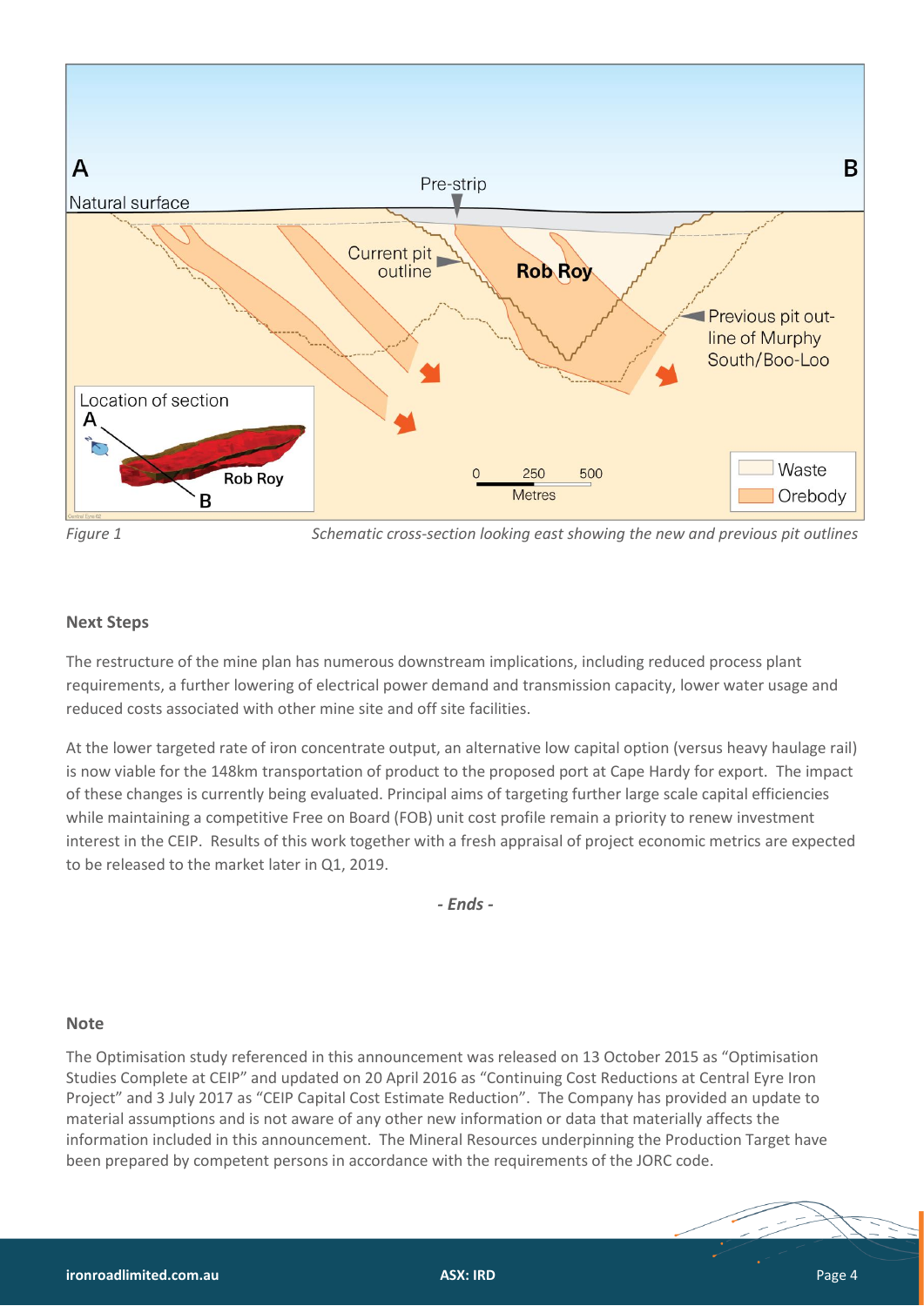*Figure 1* *Schematic cross-section looking east showing the new and previous pit outlines*

### Next Steps

The restructure of the mine plan has numerous downstream implications, including reduced process plant requirements, a further lowering of electrical power demand and transmission capacity, lower water usage and reduced costs associated with other mine site and off site facilities.

At the lower targeted rate of iron concentrate output, an alternative low capital option (versus heavy haulage rail) is now viable for the 148km transportation of product to the proposed port at Cape Hardy for export. The impact of these changes is currently being evaluated. Principal aims of targeting further large scale capital efficiencies while maintaining a competitive Free on Board (FOB) unit cost profile remain a priority to renew investment interest in the CEIP. Results of this work together with a fresh appraisal of project economic metrics are expected to be released to the market later in Q1, 2019.

***- Ends -***

### Note

The Optimisation study referenced in this announcement was released on 13 October 2015 as "Optimisation Studies Complete at CEIP" and updated on 20 April 2016 as "Continuing Cost Reductions at Central Eyre Iron Project" and 3 July 2017 as "CEIP Capital Cost Estimate Reduction". The Company has provided an update to material assumptions and is not aware of any other new information or data that materially affects the information included in this announcement. The Mineral Resources underpinning the Production Target have been prepared by competent persons in accordance with the requirements of the JORC code.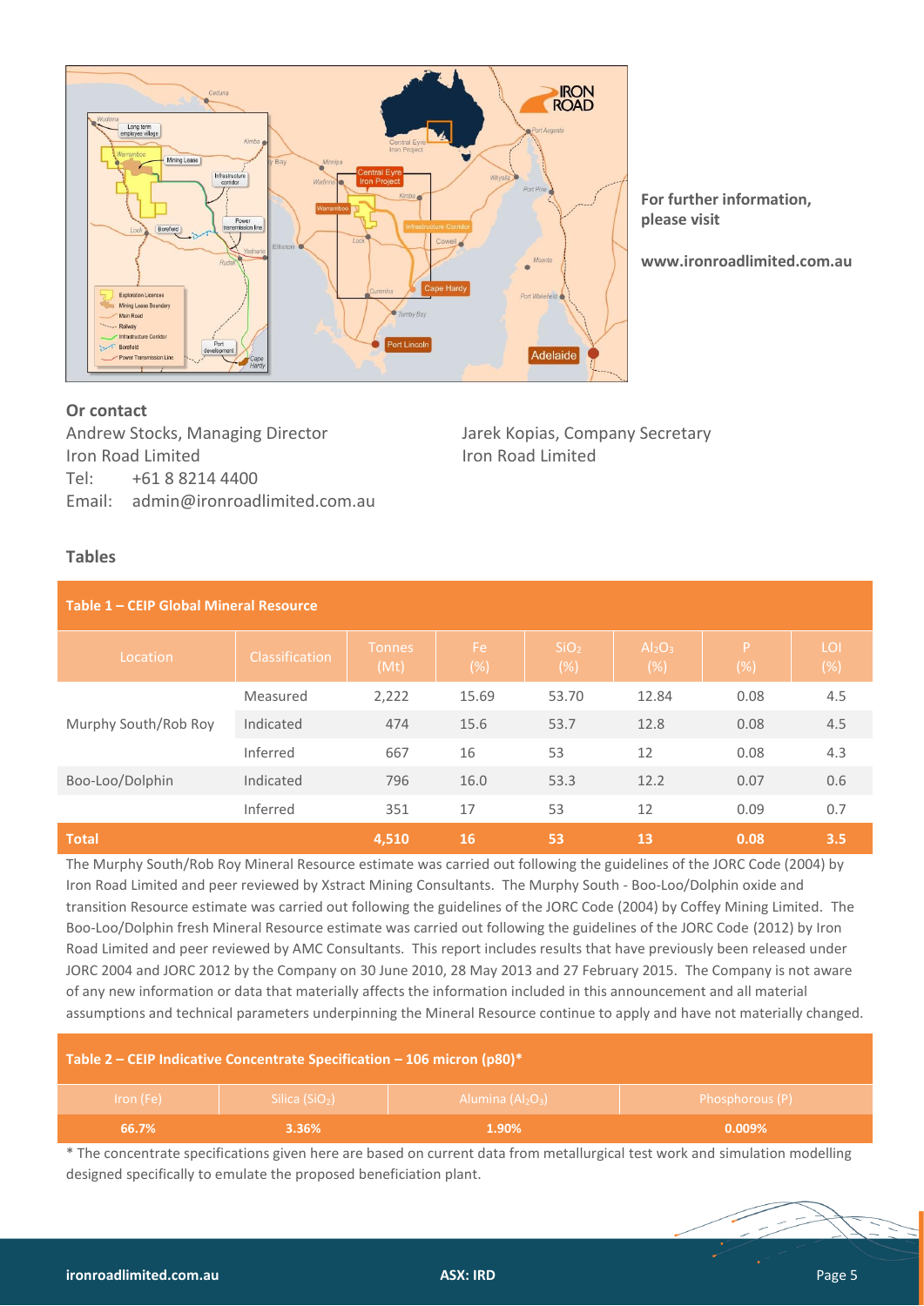For further information, please visit

www.ironroadlimited.com.au

**Or contact**

Andrew Stocks, Managing Director
Iron Road Limited
Tel: +61 8 8214 4400
Email: admin@ironroadlimited.com.au

Jarek Kopias, Company Secretary
Iron Road Limited

## Tables

**Table 1 – CEIP Global Mineral Resource**

| Location | Classification | Tonnes (Mt) | Fe (%) | $SiO_2$ (%) | $Al_2O_3$ (%) | P (%) | LOI (%) |
|---|---|---|---|---|---|---|---|
| Murphy South/Rob Roy | Measured | 2,222 | 15.69 | 53.70 | 12.84 | 0.08 | 4.5 |
| | Indicated | 474 | 15.6 | 53.7 | 12.8 | 0.08 | 4.5 |
| | Inferred | 667 | 16 | 53 | 12 | 0.08 | 4.3 |
| Boo-Loo/Dolphin | Indicated | 796 | 16.0 | 53.3 | 12.2 | 0.07 | 0.6 |
| | Inferred | 351 | 17 | 53 | 12 | 0.09 | 0.7 |
| **Total** | | **4,510** | **16** | **53** | **13** | **0.08** | **3.5** |

The Murphy South/Rob Roy Mineral Resource estimate was carried out following the guidelines of the JORC Code (2004) by Iron Road Limited and peer reviewed by Xstract Mining Consultants. The Murphy South - Boo-Loo/Dolphin oxide and transition Resource estimate was carried out following the guidelines of the JORC Code (2004) by Coffey Mining Limited. The Boo-Loo/Dolphin fresh Mineral Resource estimate was carried out following the guidelines of the JORC Code (2012) by Iron Road Limited and peer reviewed by AMC Consultants. This report includes results that have previously been released under JORC 2004 and JORC 2012 by the Company on 30 June 2010, 28 May 2013 and 27 February 2015. The Company is not aware of any new information or data that materially affects the information included in this announcement and all material assumptions and technical parameters underpinning the Mineral Resource continue to apply and have not materially changed.

**Table 2 – CEIP Indicative Concentrate Specification – 106 micron (p80)***

| Iron (Fe) | Silica ($SiO_2$) | Alumina ($Al_2O_3$) | Phosphorous (P) |
|---|---|---|---|
| **66.7%** | **3.36%** | **1.90%** | **0.009%** |

* The concentrate specifications given here are based on current data from metallurgical test work and simulation modelling designed specifically to emulate the proposed beneficiation plant.